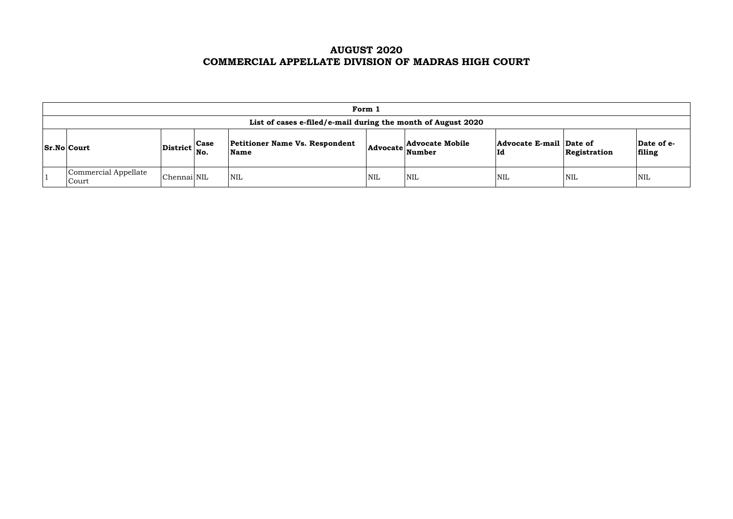# AUGUST 2020
# COMMERCIAL APPELLATE DIVISION OF MADRAS HIGH COURT

| Form 1 | | | | | | | | | |
|---|---|---|---|---|---|---|---|---|---|
| List of cases e-filed/e-mail during the month of August 2020 | | | | | | | | | |
| **Sr.No** | **Court** | **District** | **Case No.** | **Petitioner Name Vs. Respondent Name** | **Advocate** | **Advocate Mobile Number** | **Advocate E-mail Id** | **Date of Registration** | **Date of e-filing** |
| 1 | Commercial Appellate Court | Chennai | NIL | NIL | NIL | NIL | NIL | NIL | NIL |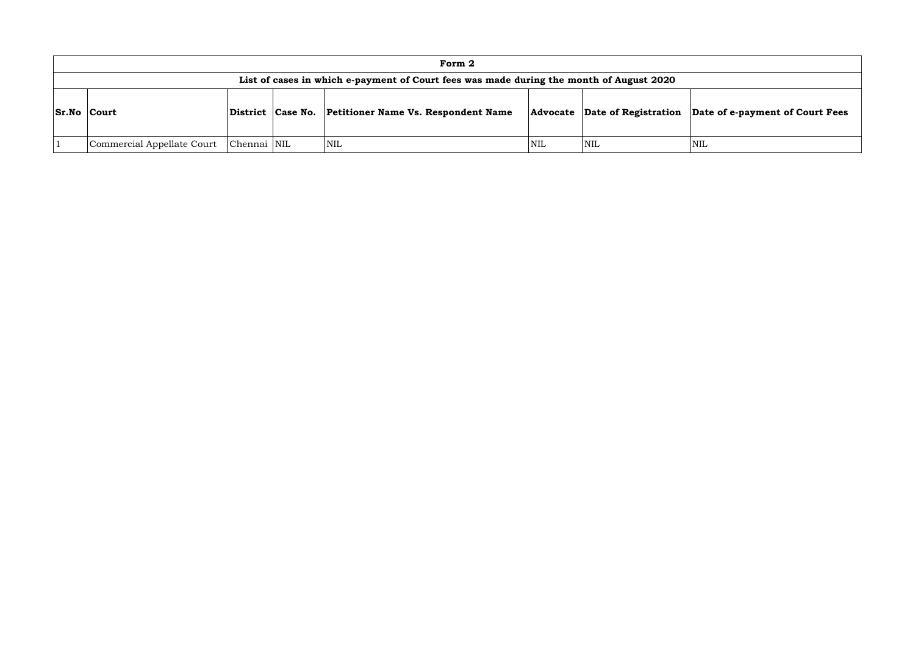**Form 2**

**List of cases in which e-payment of Court fees was made during the month of August 2020**

| Sr.No | Court | District | Case No. | Petitioner Name Vs. Respondent Name | Advocate | Date of Registration | Date of e-payment of Court Fees |
|---|---|---|---|---|---|---|---|
| 1 | Commercial Appellate Court | Chennai | NIL | NIL | NIL | NIL | NIL |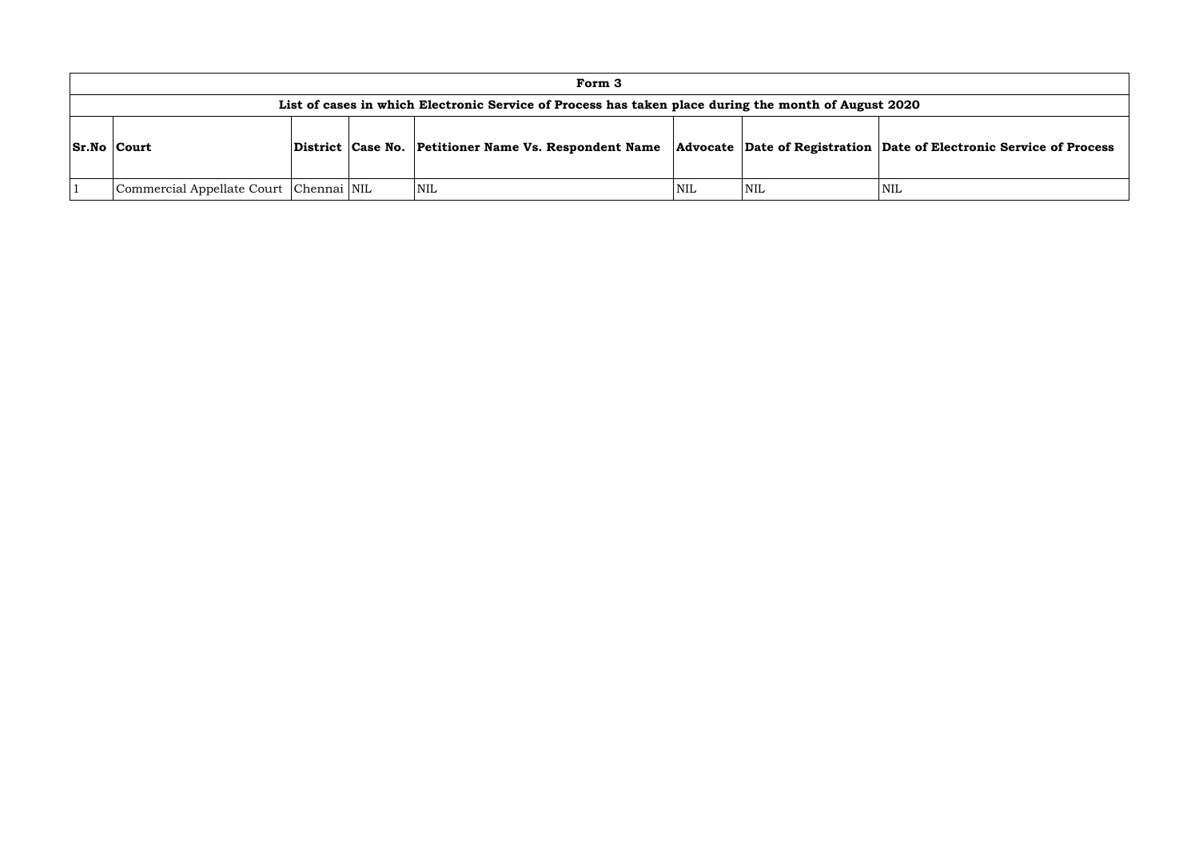**Form 3**

**List of cases in which Electronic Service of Process has taken place during the month of August 2020**

| Sr.No | Court | District | Case No. | Petitioner Name Vs. Respondent Name | Advocate | Date of Registration | Date of Electronic Service of Process |
|---|---|---|---|---|---|---|---|
| 1 | Commercial Appellate Court | Chennai | NIL | NIL | NIL | NIL | NIL |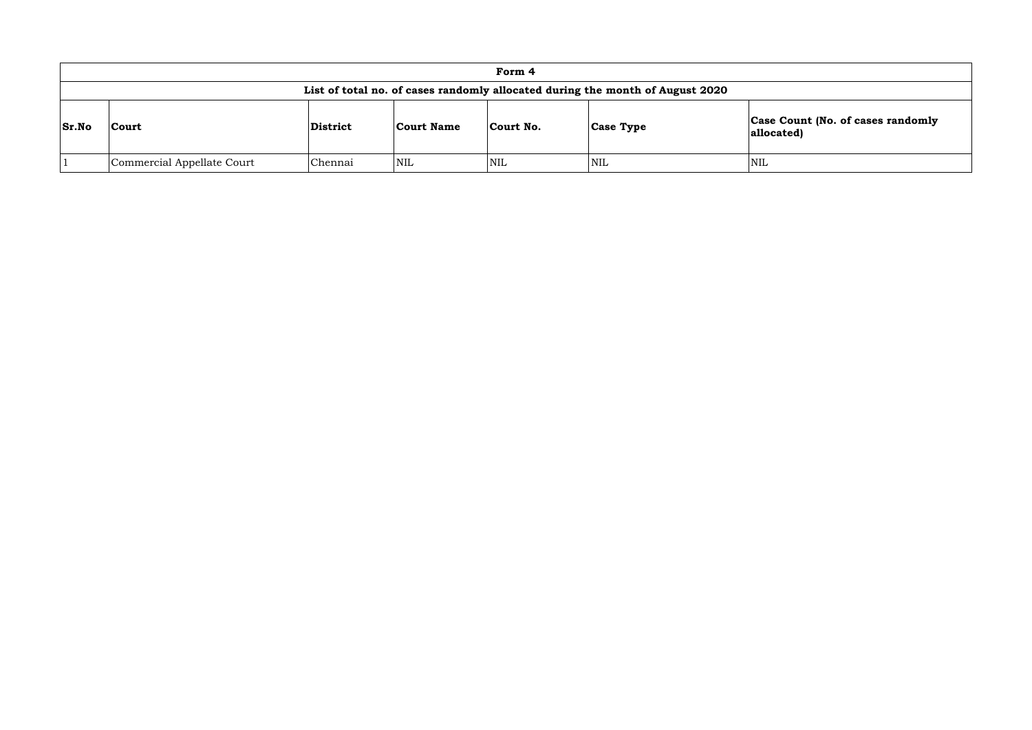| Form 4 | | | | | | |
|---|---|---|---|---|---|---|
| **List of total no. of cases randomly allocated during the month of August 2020** | | | | | | |
| **Sr.No** | **Court** | **District** | **Court Name** | **Court No.** | **Case Type** | **Case Count (No. of cases randomly allocated)** |
| 1 | Commercial Appellate Court | Chennai | NIL | NIL | NIL | NIL |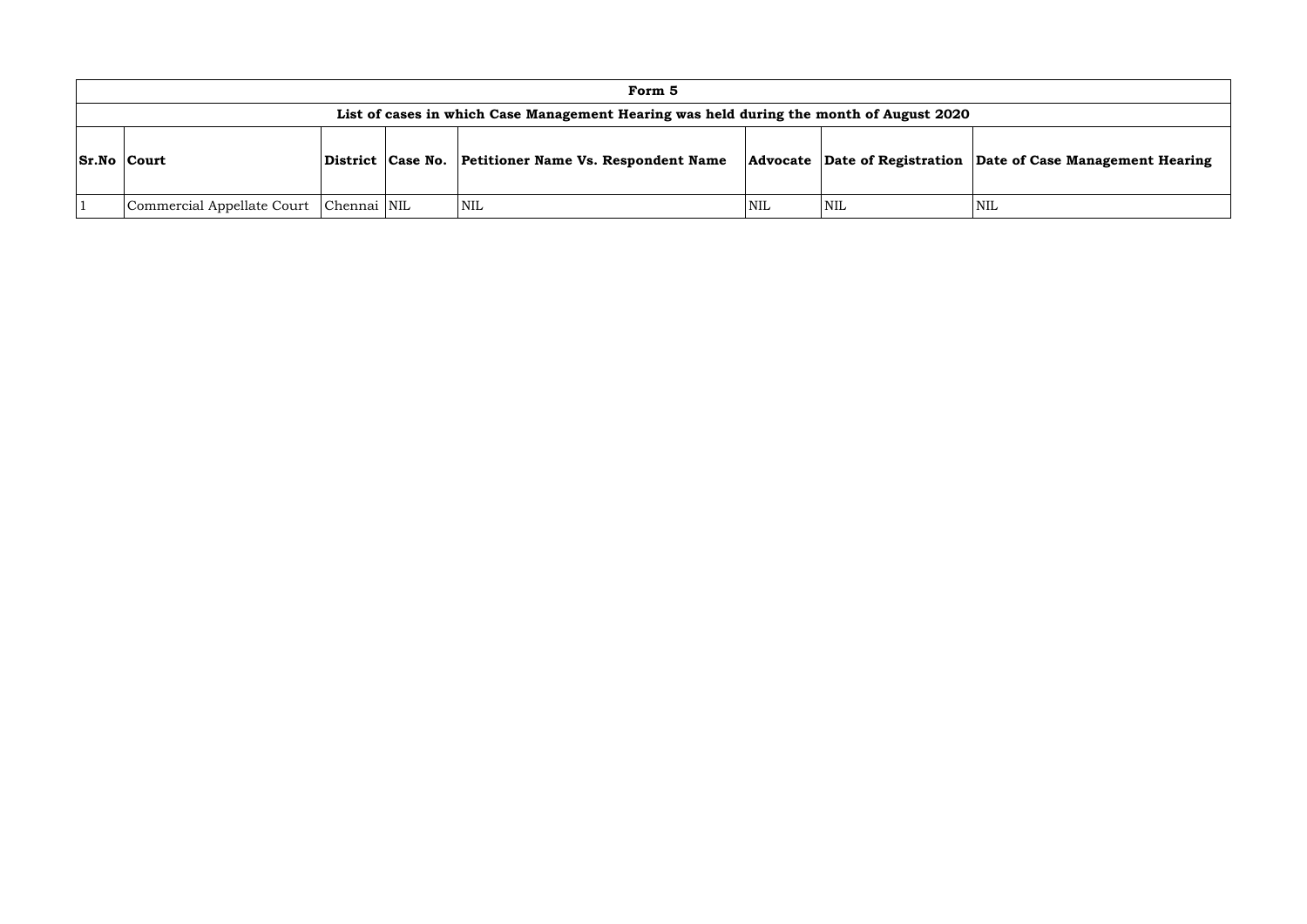**Form 5**

**List of cases in which Case Management Hearing was held during the month of August 2020**

| Sr.No | Court | District | Case No. | Petitioner Name Vs. Respondent Name | Advocate | Date of Registration | Date of Case Management Hearing |
|---|---|---|---|---|---|---|---|
| 1 | Commercial Appellate Court | Chennai | NIL | NIL | NIL | NIL | NIL |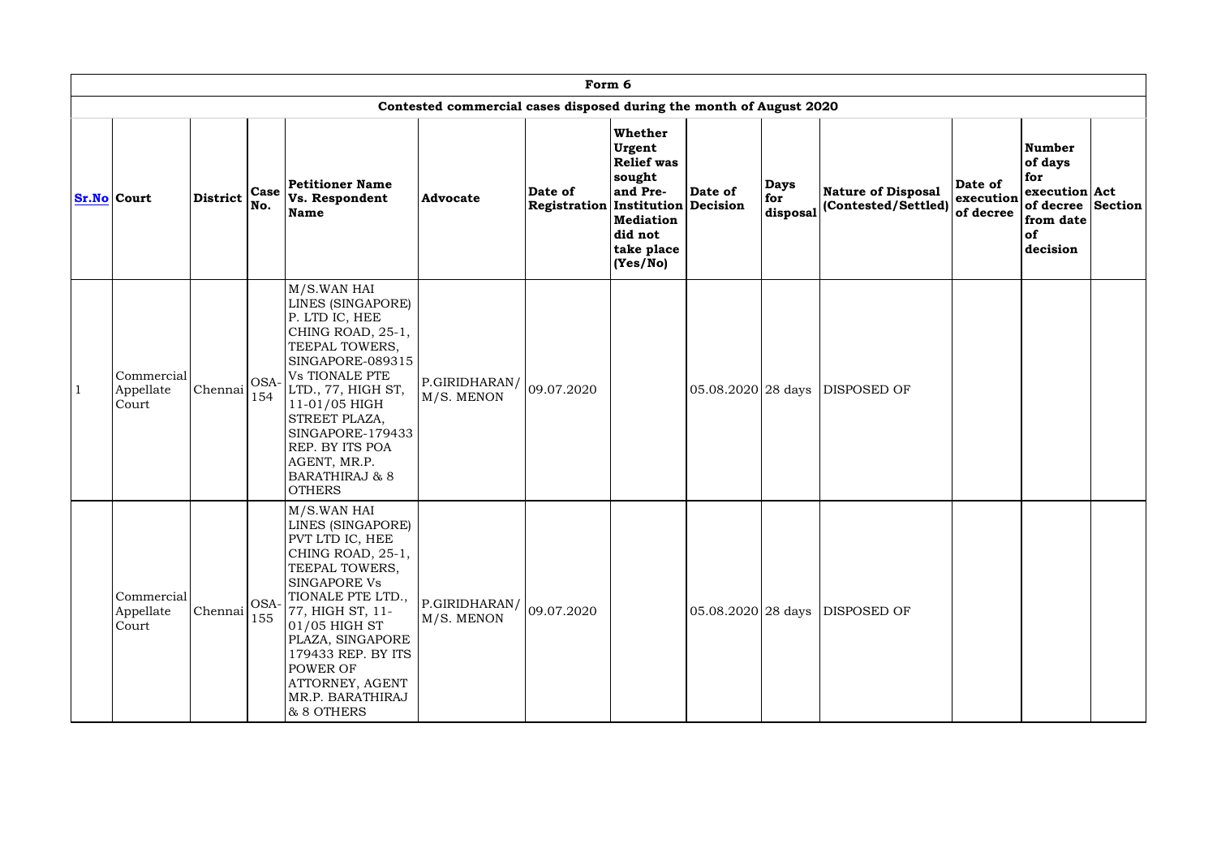| Form 6 | | | | | | | | | | | | | | |
|---|---|---|---|---|---|---|---|---|---|---|---|---|---|---|
| Contested commercial cases disposed during the month of August 2020 | | | | | | | | | | | | | | |
| Sr.No | Court | District | Case No. | Petitioner Name Vs. Respondent Name | Advocate | Date of Registration | Whether Urgent Relief was sought and Pre-Institution Mediation did not take place (Yes/No) | Date of Decision | Days for disposal | Nature of Disposal (Contested/Settled) | Date of execution of decree | Number of days for execution of decree from date of decision | Act | Section |
| 1 | Commercial Appellate Court | Chennai | OSA-154 | M/S.WAN HAI LINES (SINGAPORE) P. LTD IC, HEE CHING ROAD, 25-1, TEEPAL TOWERS, SINGAPORE-089315 Vs TIONALE PTE LTD., 77, HIGH ST, 11-01/05 HIGH STREET PLAZA, SINGAPORE-179433 REP. BY ITS POA AGENT, MR.P. BARATHIRAJ & 8 OTHERS | P.GIRIDHARAN/ M/S. MENON | 09.07.2020 | | 05.08.2020 | 28 days | DISPOSED OF | | | | |
| | Commercial Appellate Court | Chennai | OSA-155 | M/S.WAN HAI LINES (SINGAPORE) PVT LTD IC, HEE CHING ROAD, 25-1, TEEPAL TOWERS, SINGAPORE Vs TIONALE PTE LTD., 77, HIGH ST, 11-01/05 HIGH ST PLAZA, SINGAPORE 179433 REP. BY ITS POWER OF ATTORNEY, AGENT MR.P. BARATHIRAJ & 8 OTHERS | P.GIRIDHARAN/ M/S. MENON | 09.07.2020 | | 05.08.2020 | 28 days | DISPOSED OF | | | | |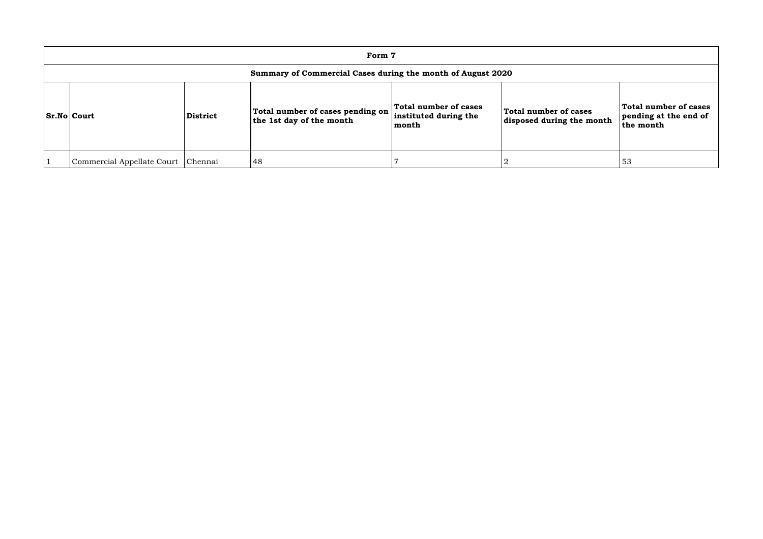| Form 7 | | | | | | |
|---|---|---|---|---|---|---|
| **Summary of Commercial Cases during the month of August 2020** | | | | | | |
| **Sr.No** | **Court** | **District** | **Total number of cases pending on the 1st day of the month** | **Total number of cases instituted during the month** | **Total number of cases disposed during the month** | **Total number of cases pending at the end of the month** |
| 1 | Commercial Appellate Court | Chennai | 48 | 7 | 2 | 53 |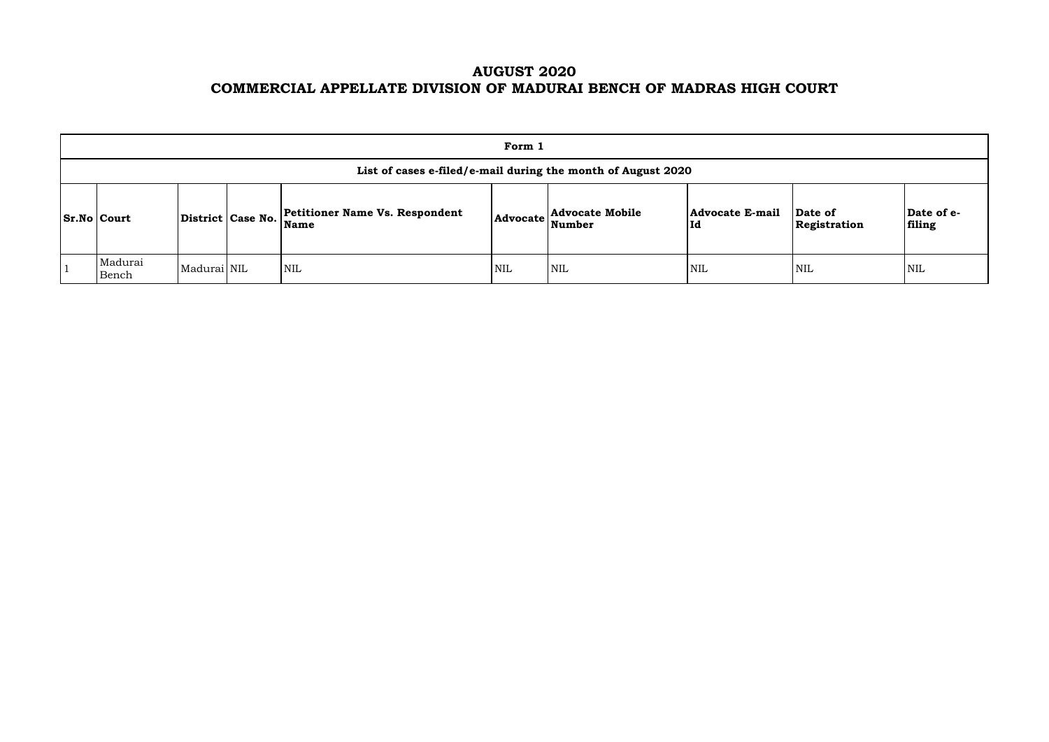# AUGUST 2020
# COMMERCIAL APPELLATE DIVISION OF MADURAI BENCH OF MADRAS HIGH COURT

| Form 1 | | | | | | | | | |
|---|---|---|---|---|---|---|---|---|---|
| List of cases e-filed/e-mail during the month of August 2020 | | | | | | | | | |
| **Sr.No** | **Court** | **District** | **Case No.** | **Petitioner Name Vs. Respondent Name** | **Advocate** | **Advocate Mobile Number** | **Advocate E-mail Id** | **Date of Registration** | **Date of e-filing** |
| 1 | Madurai Bench | Madurai | NIL | NIL | NIL | NIL | NIL | NIL | NIL |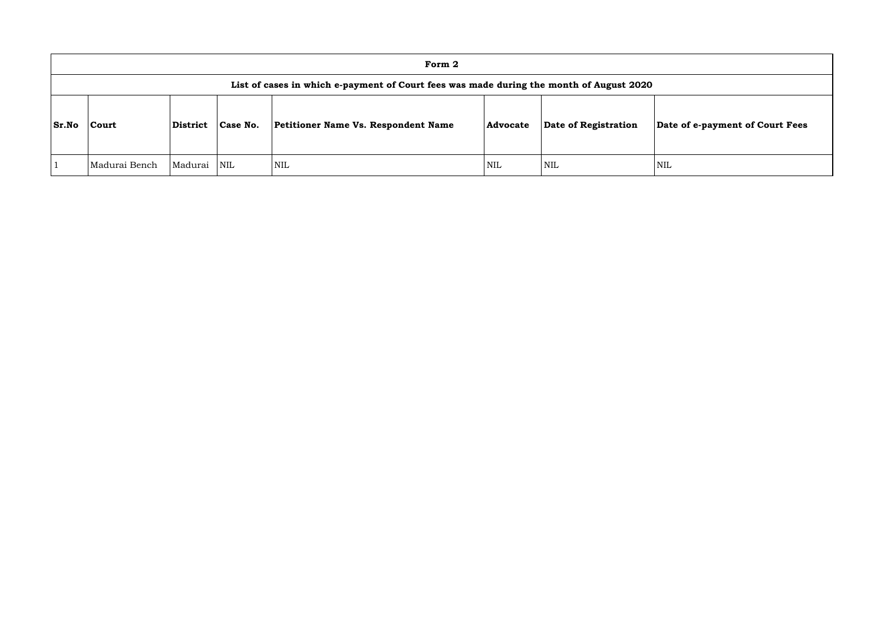## Form 2

### List of cases in which e-payment of Court fees was made during the month of August 2020

| Sr.No | Court | District | Case No. | Petitioner Name Vs. Respondent Name | Advocate | Date of Registration | Date of e-payment of Court Fees |
|---|---|---|---|---|---|---|---|
| 1 | Madurai Bench | Madurai | NIL | NIL | NIL | NIL | NIL |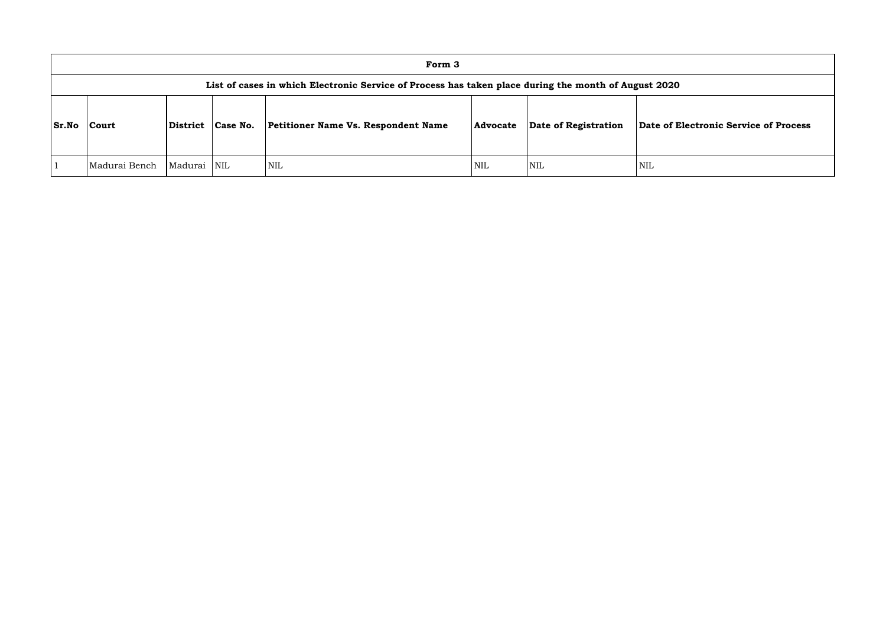| Form 3 | | | | | | | |
|---|---|---|---|---|---|---|---|
| **List of cases in which Electronic Service of Process has taken place during the month of August 2020** | | | | | | | |
| **Sr.No** | **Court** | **District** | **Case No.** | **Petitioner Name Vs. Respondent Name** | **Advocate** | **Date of Registration** | **Date of Electronic Service of Process** |
| 1 | Madurai Bench | Madurai | NIL | NIL | NIL | NIL | NIL |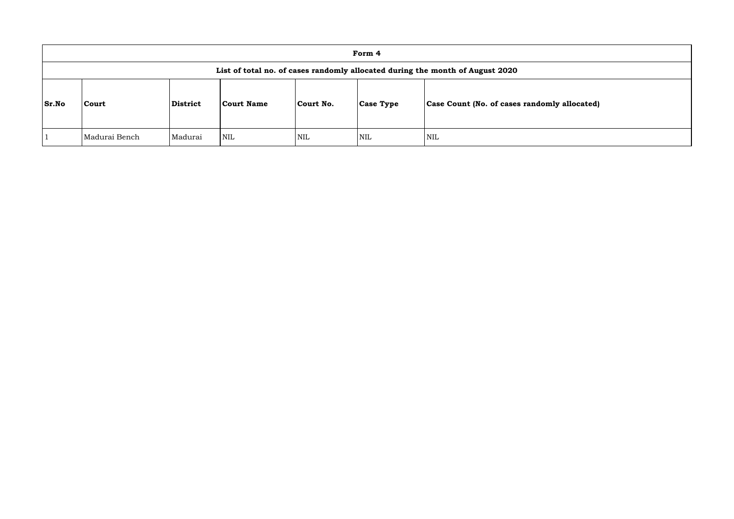| Form 4 | | | | | | |
|---|---|---|---|---|---|---|
| **List of total no. of cases randomly allocated during the month of August 2020** | | | | | | |
| **Sr.No** | **Court** | **District** | **Court Name** | **Court No.** | **Case Type** | **Case Count (No. of cases randomly allocated)** |
| 1 | Madurai Bench | Madurai | NIL | NIL | NIL | NIL |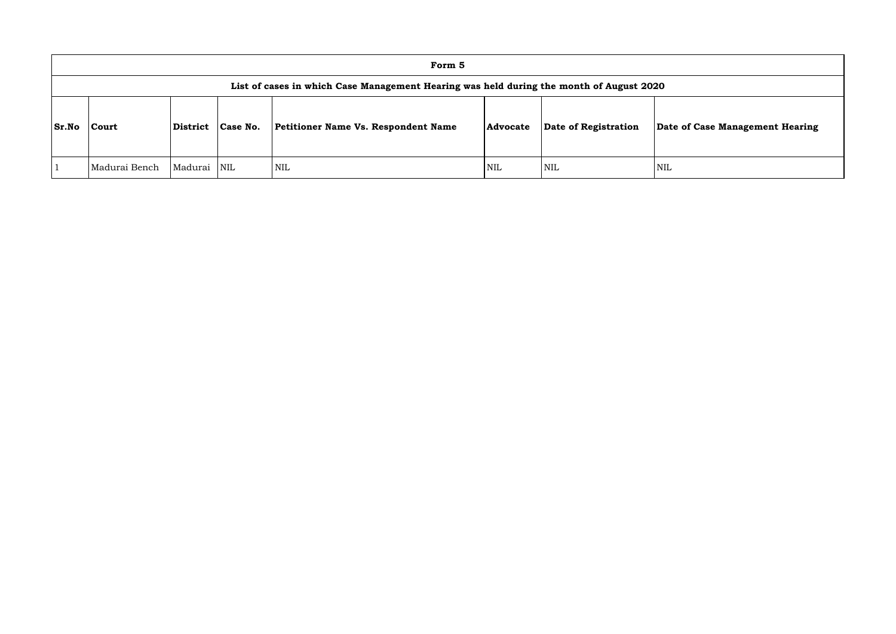| Form 5 | | | | | | | |
|---|---|---|---|---|---|---|---|
| **List of cases in which Case Management Hearing was held during the month of August 2020** | | | | | | | |
| **Sr.No** | **Court** | **District** | **Case No.** | **Petitioner Name Vs. Respondent Name** | **Advocate** | **Date of Registration** | **Date of Case Management Hearing** |
| 1 | Madurai Bench | Madurai | NIL | NIL | NIL | NIL | NIL |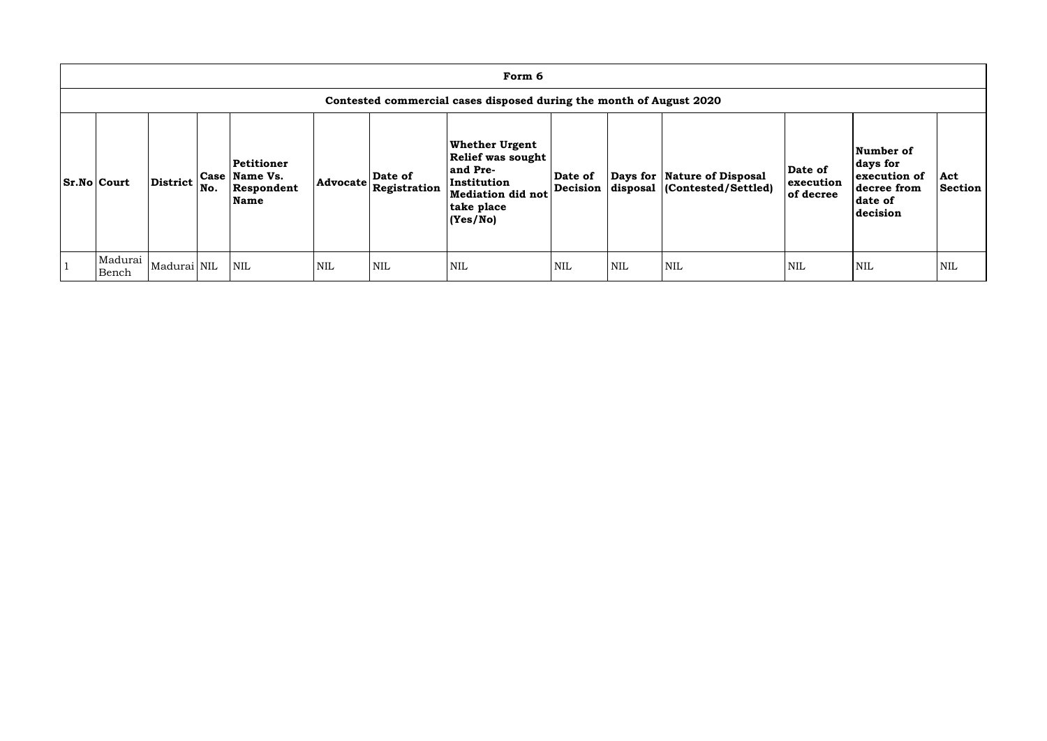| Form 6 | | | | | | | | | | | | | |
|---|---|---|---|---|---|---|---|---|---|---|---|---|---|
| Contested commercial cases disposed during the month of August 2020 | | | | | | | | | | | | | |
| **Sr.No** | **Court** | **District** | **Case No.** | **Petitioner Name Vs. Respondent Name** | **Advocate** | **Date of Registration** | **Whether Urgent Relief was sought and Pre-Institution Mediation did not take place (Yes/No)** | **Date of Decision** | **Days for disposal** | **Nature of Disposal (Contested/Settled)** | **Date of execution of decree** | **Number of days for execution of decree from date of decision** | **Act Section** |
| 1 | Madurai Bench | Madurai | NIL | NIL | NIL | NIL | NIL | NIL | NIL | NIL | NIL | NIL | NIL |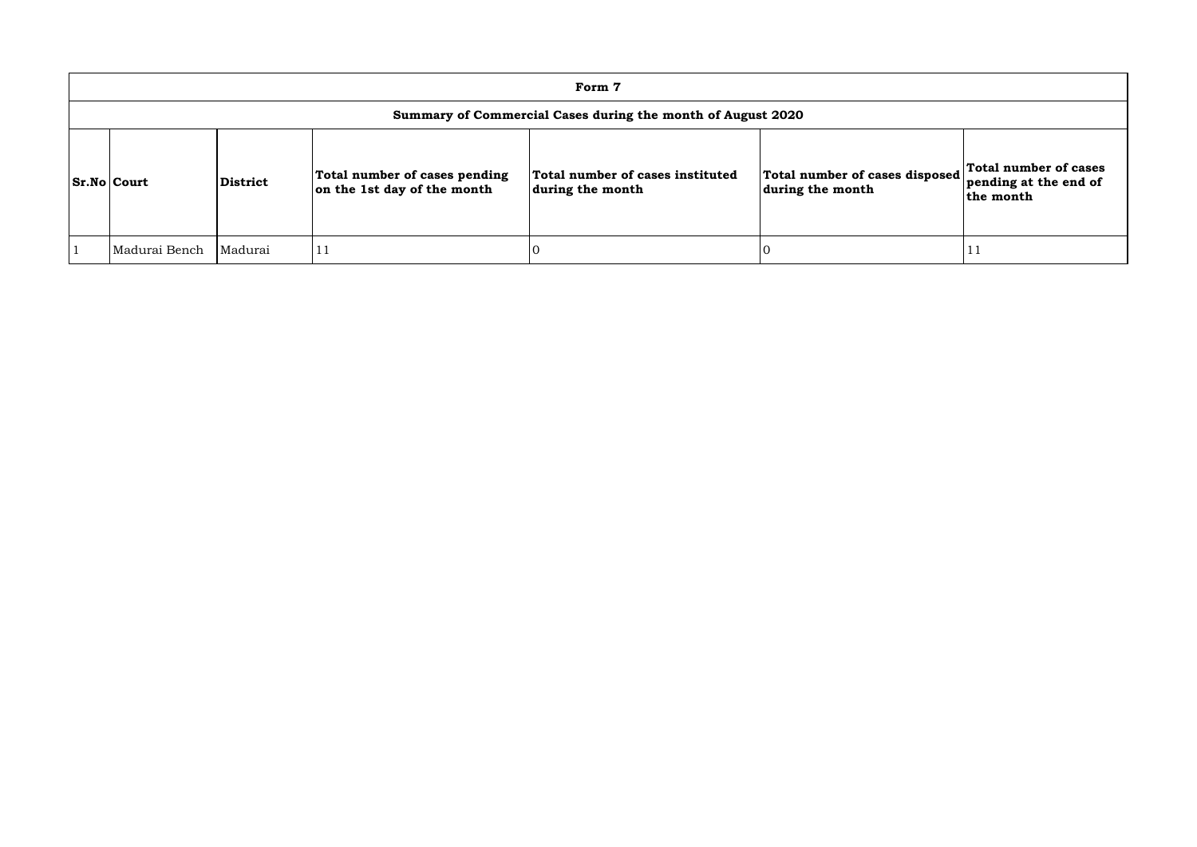| Form 7 | | | | | | |
|---|---|---|---|---|---|---|
| **Summary of Commercial Cases during the month of August 2020** | | | | | | |
| **Sr.No** | **Court** | **District** | **Total number of cases pending on the 1st day of the month** | **Total number of cases instituted during the month** | **Total number of cases disposed during the month** | **Total number of cases pending at the end of the month** |
| 1 | Madurai Bench | Madurai | 11 | 0 | 0 | 11 |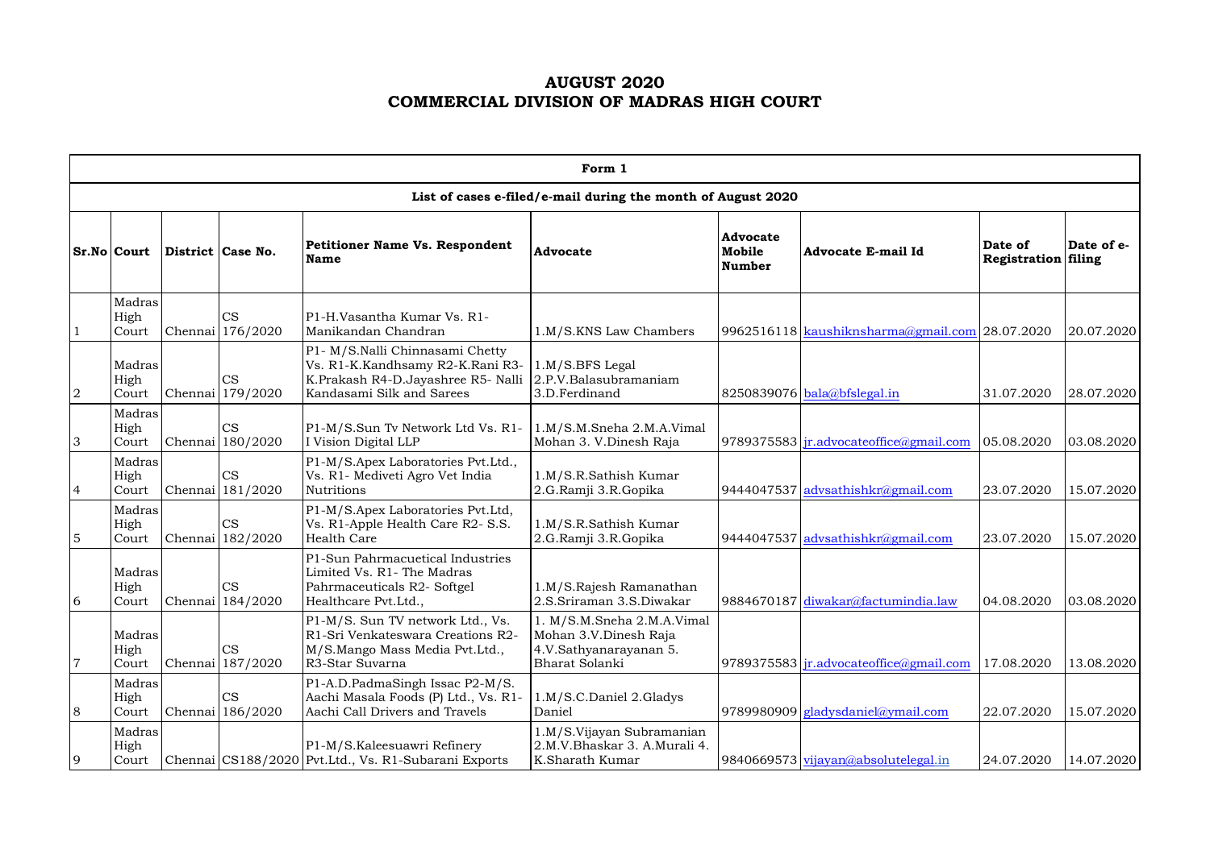# AUGUST 2020
# COMMERCIAL DIVISION OF MADRAS HIGH COURT

| Form 1 | | | | | | | | | |
|---|---|---|---|---|---|---|---|---|---|
| **List of cases e-filed/e-mail during the month of August 2020** | | | | | | | | | |
| **Sr.No** | **Court** | **District** | **Case No.** | **Petitioner Name Vs. Respondent Name** | **Advocate** | **Advocate Mobile Number** | **Advocate E-mail Id** | **Date of Registration** | **Date of e-filing** |
| 1 | Madras High Court | Chennai | CS 176/2020 | P1-H.Vasantha Kumar Vs. R1-Manikandan Chandran | 1.M/S.KNS Law Chambers | 9962516118 | kaushiknsharma@gmail.com | 28.07.2020 | 20.07.2020 |
| 2 | Madras High Court | Chennai | CS 179/2020 | P1- M/S.Nalli Chinnasami Chetty Vs. R1-K.Kandhsamy R2-K.Rani R3-K.Prakash R4-D.Jayashree R5- Nalli Kandasami Silk and Sarees | 1.M/S.BFS Legal 2.P.V.Balasubramaniam 3.D.Ferdinand | 8250839076 | bala@bfslegal.in | 31.07.2020 | 28.07.2020 |
| 3 | Madras High Court | Chennai | CS 180/2020 | P1-M/S.Sun Tv Network Ltd Vs. R1-I Vision Digital LLP | 1.M/S.M.Sneha 2.M.A.Vimal Mohan 3. V.Dinesh Raja | 9789375583 | jr.advocateoffice@gmail.com | 05.08.2020 | 03.08.2020 |
| 4 | Madras High Court | Chennai | CS 181/2020 | P1-M/S.Apex Laboratories Pvt.Ltd., Vs. R1- Mediveti Agro Vet India Nutritions | 1.M/S.R.Sathish Kumar 2.G.Ramji 3.R.Gopika | 9444047537 | advsathishkr@gmail.com | 23.07.2020 | 15.07.2020 |
| 5 | Madras High Court | Chennai | CS 182/2020 | P1-M/S.Apex Laboratories Pvt.Ltd, Vs. R1-Apple Health Care R2- S.S. Health Care | 1.M/S.R.Sathish Kumar 2.G.Ramji 3.R.Gopika | 9444047537 | advsathishkr@gmail.com | 23.07.2020 | 15.07.2020 |
| 6 | Madras High Court | Chennai | CS 184/2020 | P1-Sun Pahrmacuetical Industries Limited Vs. R1- The Madras Pahrmaceuticals R2- Softgel Healthcare Pvt.Ltd., | 1.M/S.Rajesh Ramanathan 2.S.Sriraman 3.S.Diwakar | 9884670187 | diwakar@factumindia.law | 04.08.2020 | 03.08.2020 |
| 7 | Madras High Court | Chennai | CS 187/2020 | P1-M/S. Sun TV network Ltd., Vs. R1-Sri Venkateswara Creations R2-M/S.Mango Mass Media Pvt.Ltd., R3-Star Suvarna | 1. M/S.M.Sneha 2.M.A.Vimal Mohan 3.V.Dinesh Raja 4.V.Sathyanarayanan 5. Bharat Solanki | 9789375583 | jr.advocateoffice@gmail.com | 17.08.2020 | 13.08.2020 |
| 8 | Madras High Court | Chennai | CS 186/2020 | P1-A.D.PadmaSingh Issac P2-M/S. Aachi Masala Foods (P) Ltd., Vs. R1-Aachi Call Drivers and Travels | 1.M/S.C.Daniel 2.Gladys Daniel | 9789980909 | gladysdaniel@ymail.com | 22.07.2020 | 15.07.2020 |
| 9 | Madras High Court | Chennai | CS188/2020 | P1-M/S.Kaleesuawri Refinery Pvt.Ltd., Vs. R1-Subarani Exports | 1.M/S.Vijayan Subramanian 2.M.V.Bhaskar 3. A.Murali 4. K.Sharath Kumar | 9840669573 | vijayan@absolutelegal.in | 24.07.2020 | 14.07.2020 |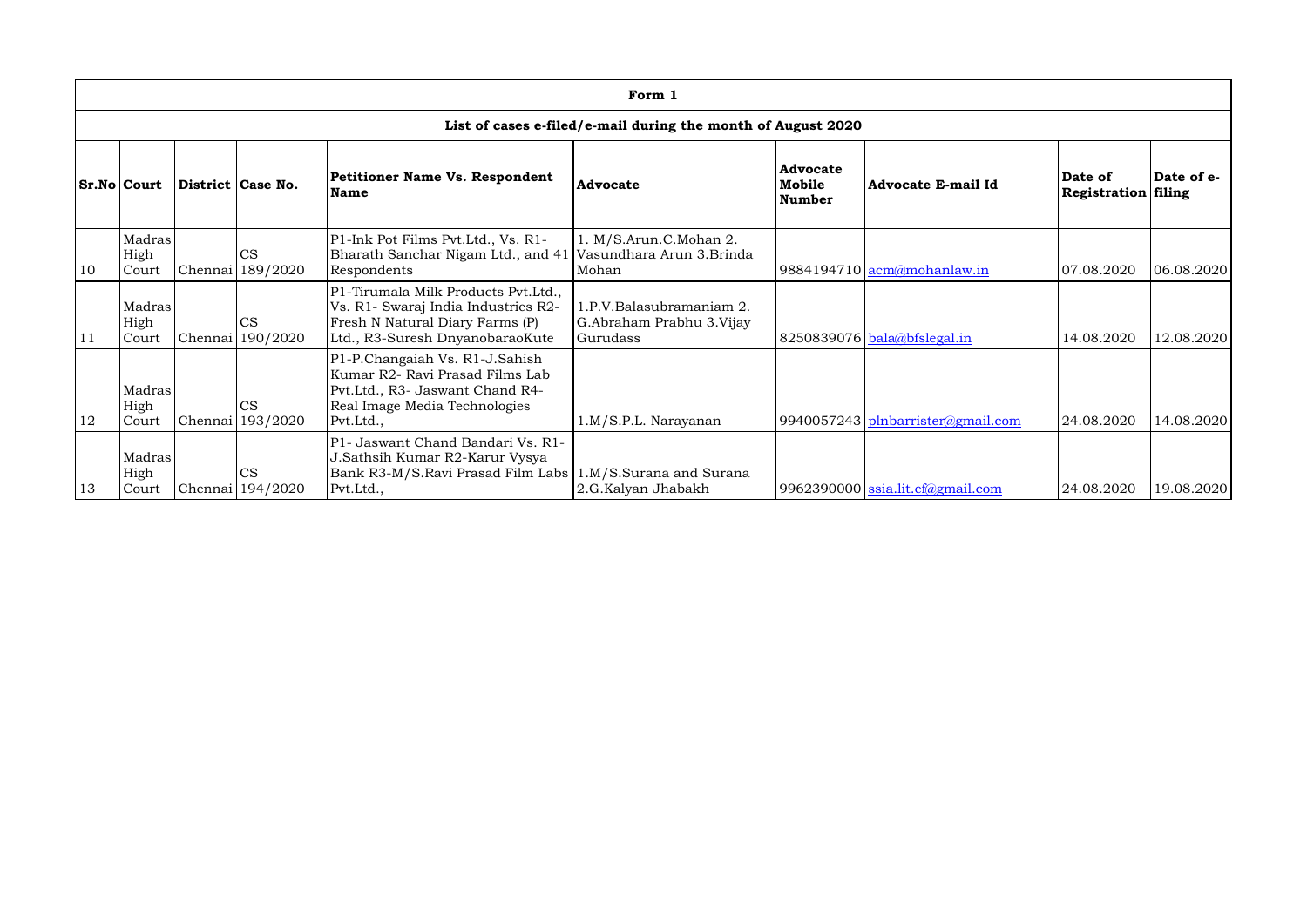| Form 1 | | | | | | | | | |
|---|---|---|---|---|---|---|---|---|---|
| **List of cases e-filed/e-mail during the month of August 2020** | | | | | | | | | |
| **Sr.No** | **Court** | **District** | **Case No.** | **Petitioner Name Vs. Respondent Name** | **Advocate** | **Advocate Mobile Number** | **Advocate E-mail Id** | **Date of Registration** | **Date of e-filing** |
| 10 | Madras High Court | Chennai | CS 189/2020 | P1-Ink Pot Films Pvt.Ltd., Vs. R1-Bharath Sanchar Nigam Ltd., and 41 Respondents | 1. M/S.Arun.C.Mohan 2. Vasundhara Arun 3.Brinda Mohan | 9884194710 | acm@mohanlaw.in | 07.08.2020 | 06.08.2020 |
| 11 | Madras High Court | Chennai | CS 190/2020 | P1-Tirumala Milk Products Pvt.Ltd., Vs. R1- Swaraj India Industries R2-Fresh N Natural Diary Farms (P) Ltd., R3-Suresh DnyanobaraoKute | 1.P.V.Balasubramaniam 2. G.Abraham Prabhu 3.Vijay Gurudass | 8250839076 | bala@bfslegal.in | 14.08.2020 | 12.08.2020 |
| 12 | Madras High Court | Chennai | CS 193/2020 | P1-P.Changaiah Vs. R1-J.Sahish Kumar R2- Ravi Prasad Films Lab Pvt.Ltd., R3- Jaswant Chand R4-Real Image Media Technologies Pvt.Ltd., | 1.M/S.P.L. Narayanan | 9940057243 | plnbarrister@gmail.com | 24.08.2020 | 14.08.2020 |
| 13 | Madras High Court | Chennai | CS 194/2020 | P1- Jaswant Chand Bandari Vs. R1-J.Sathsih Kumar R2-Karur Vysya Bank R3-M/S.Ravi Prasad Film Labs Pvt.Ltd., | 1.M/S.Surana and Surana 2.G.Kalyan Jhabakh | 9962390000 | ssia.lit.ef@gmail.com | 24.08.2020 | 19.08.2020 |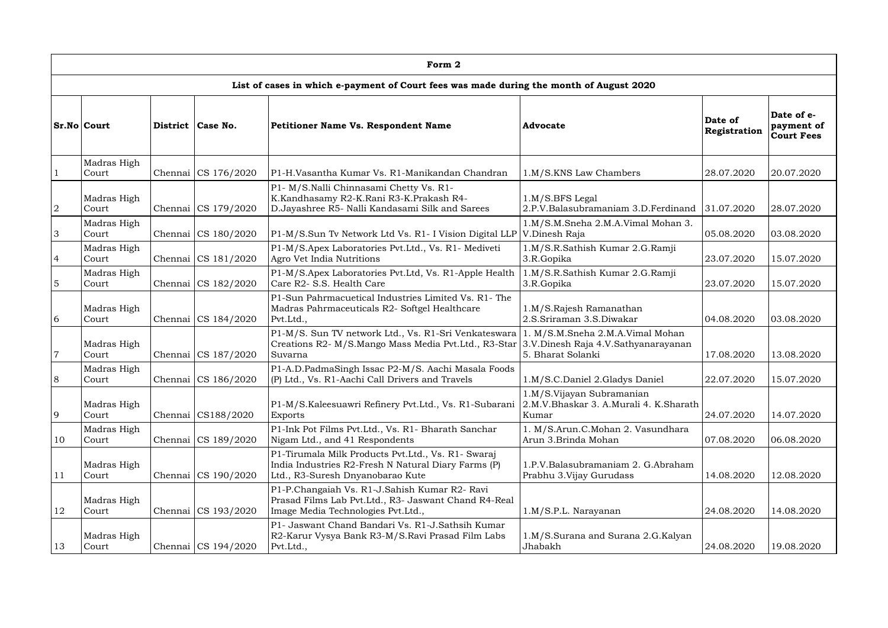# Form 2

## List of cases in which e-payment of Court fees was made during the month of August 2020

| Sr.No | Court | District | Case No. | Petitioner Name Vs. Respondent Name | Advocate | Date of Registration | Date of e-payment of Court Fees |
|---|---|---|---|---|---|---|---|
| 1 | Madras High Court | Chennai | CS 176/2020 | P1-H.Vasantha Kumar Vs. R1-Manikandan Chandran | 1.M/S.KNS Law Chambers | 28.07.2020 | 20.07.2020 |
| 2 | Madras High Court | Chennai | CS 179/2020 | P1- M/S.Nalli Chinnasami Chetty Vs. R1-K.Kandhasamy R2-K.Rani R3-K.Prakash R4-D.Jayashree R5- Nalli Kandasami Silk and Sarees | 1.M/S.BFS Legal 2.P.V.Balasubramaniam 3.D.Ferdinand | 31.07.2020 | 28.07.2020 |
| 3 | Madras High Court | Chennai | CS 180/2020 | P1-M/S.Sun Tv Network Ltd Vs. R1- I Vision Digital LLP | 1.M/S.M.Sneha 2.M.A.Vimal Mohan 3. V.Dinesh Raja | 05.08.2020 | 03.08.2020 |
| 4 | Madras High Court | Chennai | CS 181/2020 | P1-M/S.Apex Laboratories Pvt.Ltd., Vs. R1- Mediveti Agro Vet India Nutritions | 1.M/S.R.Sathish Kumar 2.G.Ramji 3.R.Gopika | 23.07.2020 | 15.07.2020 |
| 5 | Madras High Court | Chennai | CS 182/2020 | P1-M/S.Apex Laboratories Pvt.Ltd, Vs. R1-Apple Health Care R2- S.S. Health Care | 1.M/S.R.Sathish Kumar 2.G.Ramji 3.R.Gopika | 23.07.2020 | 15.07.2020 |
| 6 | Madras High Court | Chennai | CS 184/2020 | P1-Sun Pahrmacuetical Industries Limited Vs. R1- The Madras Pahrmaceuticals R2- Softgel Healthcare Pvt.Ltd., | 1.M/S.Rajesh Ramanathan 2.S.Sriraman 3.S.Diwakar | 04.08.2020 | 03.08.2020 |
| 7 | Madras High Court | Chennai | CS 187/2020 | P1-M/S. Sun TV network Ltd., Vs. R1-Sri Venkateswara Creations R2- M/S.Mango Mass Media Pvt.Ltd., R3-Star Suvarna | 1. M/S.M.Sneha 2.M.A.Vimal Mohan 3.V.Dinesh Raja 4.V.Sathyanarayanan 5. Bharat Solanki | 17.08.2020 | 13.08.2020 |
| 8 | Madras High Court | Chennai | CS 186/2020 | P1-A.D.PadmaSingh Issac P2-M/S. Aachi Masala Foods (P) Ltd., Vs. R1-Aachi Call Drivers and Travels | 1.M/S.C.Daniel 2.Gladys Daniel | 22.07.2020 | 15.07.2020 |
| 9 | Madras High Court | Chennai | CS188/2020 | P1-M/S.Kaleesuawri Refinery Pvt.Ltd., Vs. R1-Subarani Exports | 1.M/S.Vijayan Subramanian 2.M.V.Bhaskar 3. A.Murali 4. K.Sharath Kumar | 24.07.2020 | 14.07.2020 |
| 10 | Madras High Court | Chennai | CS 189/2020 | P1-Ink Pot Films Pvt.Ltd., Vs. R1- Bharath Sanchar Nigam Ltd., and 41 Respondents | 1. M/S.Arun.C.Mohan 2. Vasundhara Arun 3.Brinda Mohan | 07.08.2020 | 06.08.2020 |
| 11 | Madras High Court | Chennai | CS 190/2020 | P1-Tirumala Milk Products Pvt.Ltd., Vs. R1- Swaraj India Industries R2-Fresh N Natural Diary Farms (P) Ltd., R3-Suresh Dnyanobarao Kute | 1.P.V.Balasubramaniam 2. G.Abraham Prabhu 3.Vijay Gurudass | 14.08.2020 | 12.08.2020 |
| 12 | Madras High Court | Chennai | CS 193/2020 | P1-P.Changaiah Vs. R1-J.Sahish Kumar R2- Ravi Prasad Films Lab Pvt.Ltd., R3- Jaswant Chand R4-Real Image Media Technologies Pvt.Ltd., | 1.M/S.P.L. Narayanan | 24.08.2020 | 14.08.2020 |
| 13 | Madras High Court | Chennai | CS 194/2020 | P1- Jaswant Chand Bandari Vs. R1-J.Sathsih Kumar R2-Karur Vysya Bank R3-M/S.Ravi Prasad Film Labs Pvt.Ltd., | 1.M/S.Surana and Surana 2.G.Kalyan Jhabakh | 24.08.2020 | 19.08.2020 |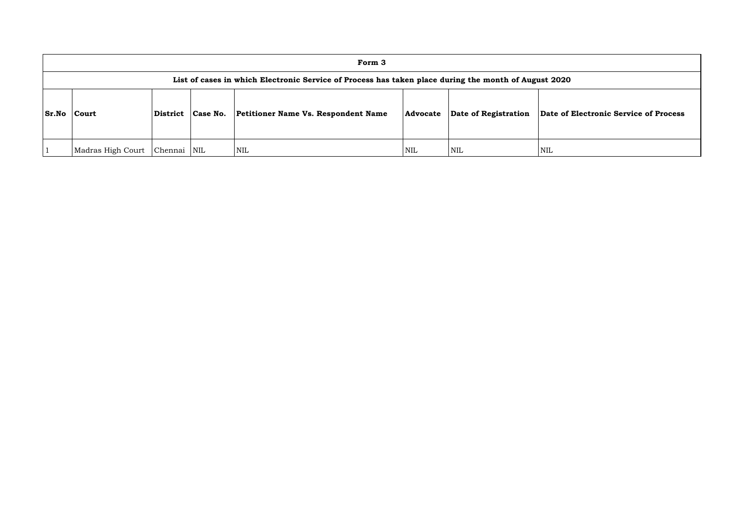| Form 3 | | | | | | | |
|---|---|---|---|---|---|---|---|
| **List of cases in which Electronic Service of Process has taken place during the month of August 2020** | | | | | | | |
| **Sr.No** | **Court** | **District** | **Case No.** | **Petitioner Name Vs. Respondent Name** | **Advocate** | **Date of Registration** | **Date of Electronic Service of Process** |
| 1 | Madras High Court | Chennai | NIL | NIL | NIL | NIL | NIL |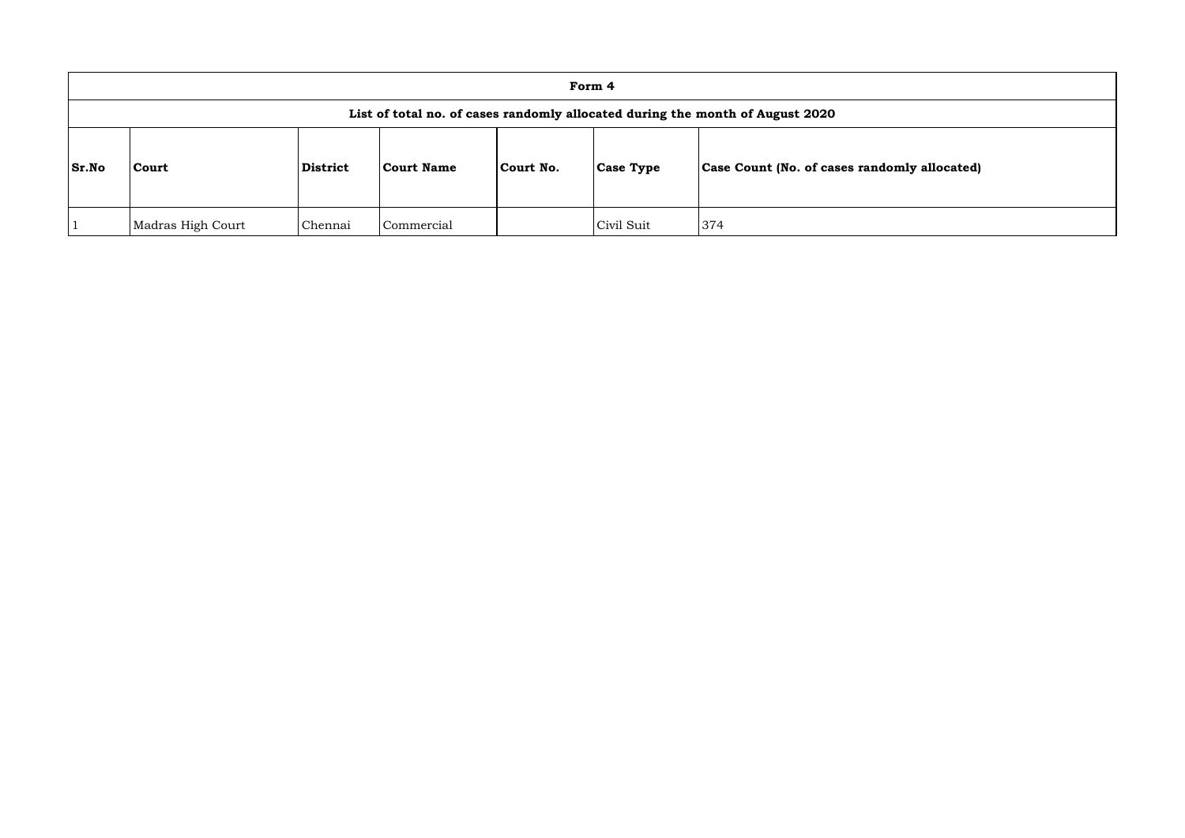| Form 4 | | | | | | |
|---|---|---|---|---|---|---|
| **List of total no. of cases randomly allocated during the month of August 2020** | | | | | | |
| **Sr.No** | **Court** | **District** | **Court Name** | **Court No.** | **Case Type** | **Case Count (No. of cases randomly allocated)** |
| 1 | Madras High Court | Chennai | Commercial | | Civil Suit | 374 |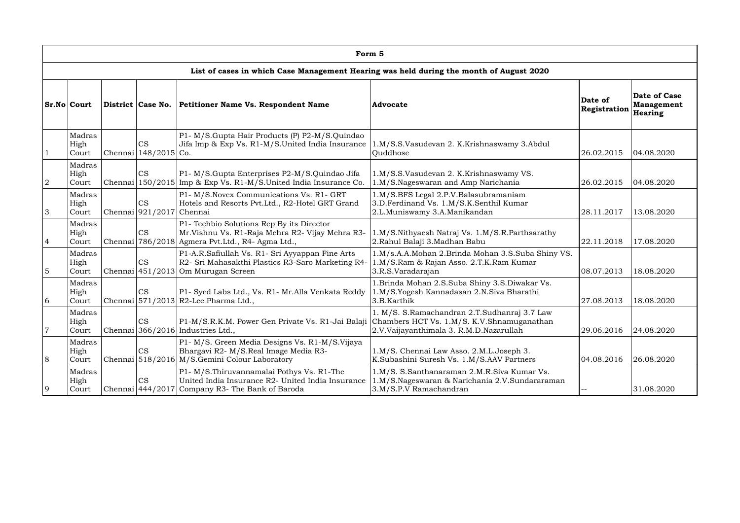## Form 5

### List of cases in which Case Management Hearing was held during the month of August 2020

| Sr.No | Court | District | Case No. | Petitioner Name Vs. Respondent Name | Advocate | Date of Registration | Date of Case Management Hearing |
|---|---|---|---|---|---|---|---|
| 1 | Madras High Court | Chennai | CS 148/2015 | P1- M/S.Gupta Hair Products (P) P2-M/S.Quindao Jifa Imp & Exp Vs. R1-M/S.United India Insurance Co. | 1.M/S.S.Vasudevan 2. K.Krishnaswamy 3.Abdul Quddhose | 26.02.2015 | 04.08.2020 |
| 2 | Madras High Court | Chennai | CS 150/2015 | P1- M/S.Gupta Enterprises P2-M/S.Quindao Jifa Imp & Exp Vs. R1-M/S.United India Insurance Co. | 1.M/S.S.Vasudevan 2. K.Krishnaswamy VS. 1.M/S.Nageswaran and Amp Narichania | 26.02.2015 | 04.08.2020 |
| 3 | Madras High Court | Chennai | CS 921/2017 | P1- M/S.Novex Communications Vs. R1- GRT Hotels and Resorts Pvt.Ltd., R2-Hotel GRT Grand Chennai | 1.M/S.BFS Legal 2.P.V.Balasubramaniam 3.D.Ferdinand Vs. 1.M/S.K.Senthil Kumar 2.L.Muniswamy 3.A.Manikandan | 28.11.2017 | 13.08.2020 |
| 4 | Madras High Court | Chennai | CS 786/2018 | P1- Techbio Solutions Rep By its Director Mr.Vishnu Vs. R1-Raja Mehra R2- Vijay Mehra R3-Agmera Pvt.Ltd., R4- Agma Ltd., | 1.M/S.Nithyaesh Natraj Vs. 1.M/S.R.Parthsarathy 2.Rahul Balaji 3.Madhan Babu | 22.11.2018 | 17.08.2020 |
| 5 | Madras High Court | Chennai | CS 451/2013 | P1-A.R.Safiullah Vs. R1- Sri Ayyappan Fine Arts R2- Sri Mahasakthi Plastics R3-Saro Marketing R4-Om Murugan Screen | 1.M/s.A.A.Mohan 2.Brinda Mohan 3.S.Suba Shiny VS. 1.M/S.Ram & Rajan Asso. 2.T.K.Ram Kumar 3.R.S.Varadarajan | 08.07.2013 | 18.08.2020 |
| 6 | Madras High Court | Chennai | CS 571/2013 | P1- Syed Labs Ltd., Vs. R1- Mr.Alla Venkata Reddy R2-Lee Pharma Ltd., | 1.Brinda Mohan 2.S.Suba Shiny 3.S.Diwakar Vs. 1.M/S.Yogesh Kannadasan 2.N.Siva Bharathi 3.B.Karthik | 27.08.2013 | 18.08.2020 |
| 7 | Madras High Court | Chennai | CS 366/2016 | P1-M/S.R.K.M. Power Gen Private Vs. R1-Jai Balaji Industries Ltd., | 1. M/S. S.Ramachandran 2.T.Sudhanraj 3.7 Law Chambers HCT Vs. 1.M/S. K.V.Shnamuganathan 2.V.Vaijayanthimala 3. R.M.D.Nazarullah | 29.06.2016 | 24.08.2020 |
| 8 | Madras High Court | Chennai | CS 518/2016 | P1- M/S. Green Media Designs Vs. R1-M/S.Vijaya Bhargavi R2- M/S.Real Image Media R3-M/S.Gemini Colour Laboratory | 1.M/S. Chennai Law Asso. 2.M.L.Joseph 3. K.Subashini Suresh Vs. 1.M/S.AAV Partners | 04.08.2016 | 26.08.2020 |
| 9 | Madras High Court | Chennai | CS 444/2017 | P1- M/S.Thiruvannamalai Pothys Vs. R1-The United India Insurance R2- United India Insurance Company R3- The Bank of Baroda | 1.M/S. S.Santhanaraman 2.M.R.Siva Kumar Vs. 1.M/S.Nageswaran & Narichania 2.V.Sundararaman 3.M/S.P.V Ramachandran | -- | 31.08.2020 |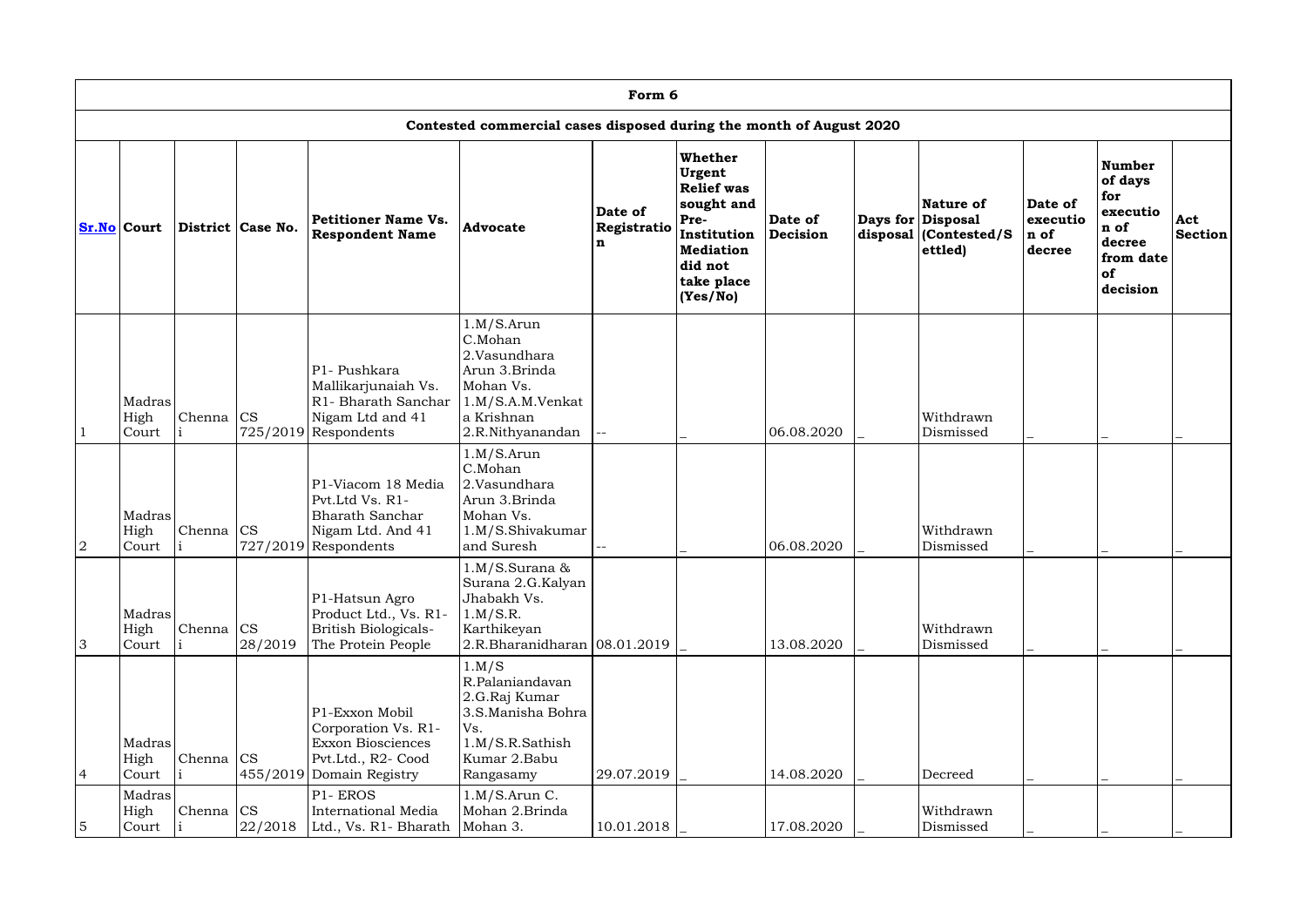| Form 6 | | | | | | | | | | | | | | |
|---|---|---|---|---|---|---|---|---|---|---|---|---|---|---|
| Contested commercial cases disposed during the month of August 2020 | | | | | | | | | | | | | | |
| Sr.No | Court | District | Case No. | Petitioner Name Vs. Respondent Name | Advocate | Date of Registration | Whether Urgent Relief was sought and Pre-Institution Mediation did not take place (Yes/No) | Date of Decision | Days for disposal | Nature of Disposal (Contested/Settled) | Date of execution of decree | Number of days for execution of decree from date of decision | Act Section |
| 1 | Madras High Court | Chennai | CS 725/2019 | P1- Pushkara Mallikarjunaiah Vs. R1- Bharath Sanchar Nigam Ltd and 41 Respondents | 1.M/S.Arun C.Mohan 2.Vasundhara Arun 3.Brinda Mohan Vs. 1.M/S.A.M.Venkata Krishnan 2.R.Nithyanandan | -- | _ | 06.08.2020 | _ | Withdrawn Dismissed | _ | _ | _ |
| 2 | Madras High Court | Chennai | CS 727/2019 | P1-Viacom 18 Media Pvt.Ltd Vs. R1- Bharath Sanchar Nigam Ltd. And 41 Respondents | 1.M/S.Arun C.Mohan 2.Vasundhara Arun 3.Brinda Mohan Vs. 1.M/S.Shivakumar and Suresh | -- | _ | 06.08.2020 | _ | Withdrawn Dismissed | _ | _ | _ |
| 3 | Madras High Court | Chennai | CS 28/2019 | P1-Hatsun Agro Product Ltd., Vs. R1- British Biologicals- The Protein People | 1.M/S.Surana & Surana 2.G.Kalyan Jhabakh Vs. 1.M/S.R. Karthikeyan 2.R.Bharanidharan | 08.01.2019 | _ | 13.08.2020 | _ | Withdrawn Dismissed | _ | _ | _ |
| 4 | Madras High Court | Chennai | CS 455/2019 | P1-Exxon Mobil Corporation Vs. R1- Exxon Biosciences Pvt.Ltd., R2- Cood Domain Registry | 1.M/S R.Palaniandavan 2.G.Raj Kumar 3.S.Manisha Bohra Vs. 1.M/S.R.Sathish Kumar 2.Babu Rangasamy | 29.07.2019 | _ | 14.08.2020 | _ | Decreed | _ | _ | _ |
| 5 | Madras High Court | Chennai | CS 22/2018 | P1- EROS International Media Ltd., Vs. R1- Bharath | 1.M/S.Arun C. Mohan 2.Brinda Mohan 3. | 10.01.2018 | _ | 17.08.2020 | _ | Withdrawn Dismissed | _ | _ | _ |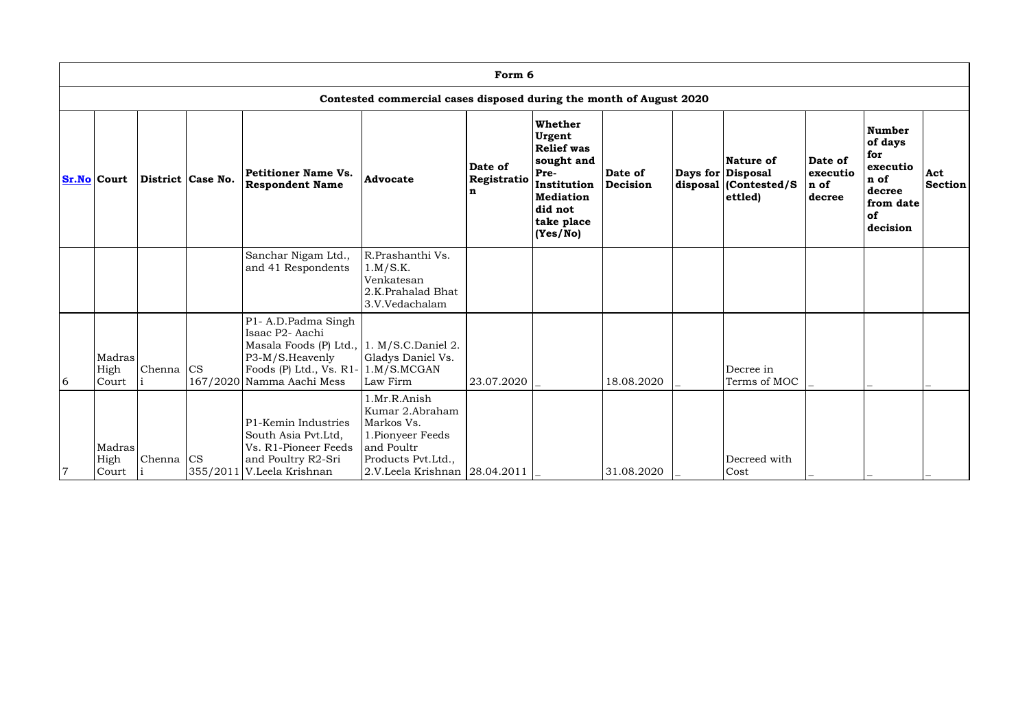| Form 6 | | | | | | | | | | | | | | |
|---|---|---|---|---|---|---|---|---|---|---|---|---|---|---|
| Contested commercial cases disposed during the month of August 2020 | | | | | | | | | | | | | | |
| **Sr.No** | **Court** | **District** | **Case No.** | **Petitioner Name Vs. Respondent Name** | **Advocate** | **Date of Registration** | **Whether Urgent Relief was sought and Pre-Institution Mediation did not take place (Yes/No)** | **Date of Decision** | **Days for disposal** | **Nature of Disposal (Contested/Settled)** | **Date of execution of decree** | **Number of days for execution of decree from date of decision** | **Act Section** |
| | | | | Sanchar Nigam Ltd., and 41 Respondents | R.Prashanthi Vs. 1.M/S.K. Venkatesan 2.K.Prahalad Bhat 3.V.Vedachalam | | | | | | | | |
| 6 | Madras High Court | Chennai | CS 167/2020 | P1- A.D.Padma Singh Isaac P2- Aachi Masala Foods (P) Ltd., P3-M/S.Heavenly Foods (P) Ltd., Vs. R1- Namma Aachi Mess | 1. M/S.C.Daniel 2. Gladys Daniel Vs. 1.M/S.MCGAN Law Firm | 23.07.2020 | _ | 18.08.2020 | _ | Decree in Terms of MOC | _ | _ | _ |
| 7 | Madras High Court | Chennai | CS 355/2011 | P1-Kemin Industries South Asia Pvt.Ltd, Vs. R1-Pioneer Feeds and Poultry R2-Sri V.Leela Krishnan | 1.Mr.R.Anish Kumar 2.Abraham Markos Vs. 1.Pionyeer Feeds and Poultr Products Pvt.Ltd., 2.V.Leela Krishnan | 28.04.2011 | _ | 31.08.2020 | _ | Decreed with Cost | _ | _ | _ |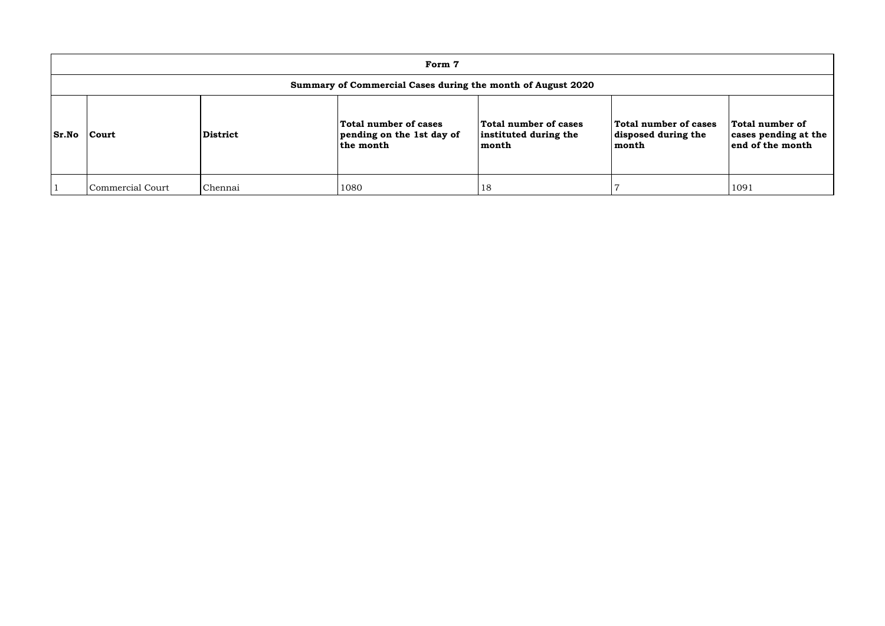| Form 7 | | | | | | |
|---|---|---|---|---|---|---|
| **Summary of Commercial Cases during the month of August 2020** | | | | | | |
| **Sr.No** | **Court** | **District** | **Total number of cases pending on the 1st day of the month** | **Total number of cases instituted during the month** | **Total number of cases disposed during the month** | **Total number of cases pending at the end of the month** |
| 1 | Commercial Court | Chennai | 1080 | 18 | 7 | 1091 |